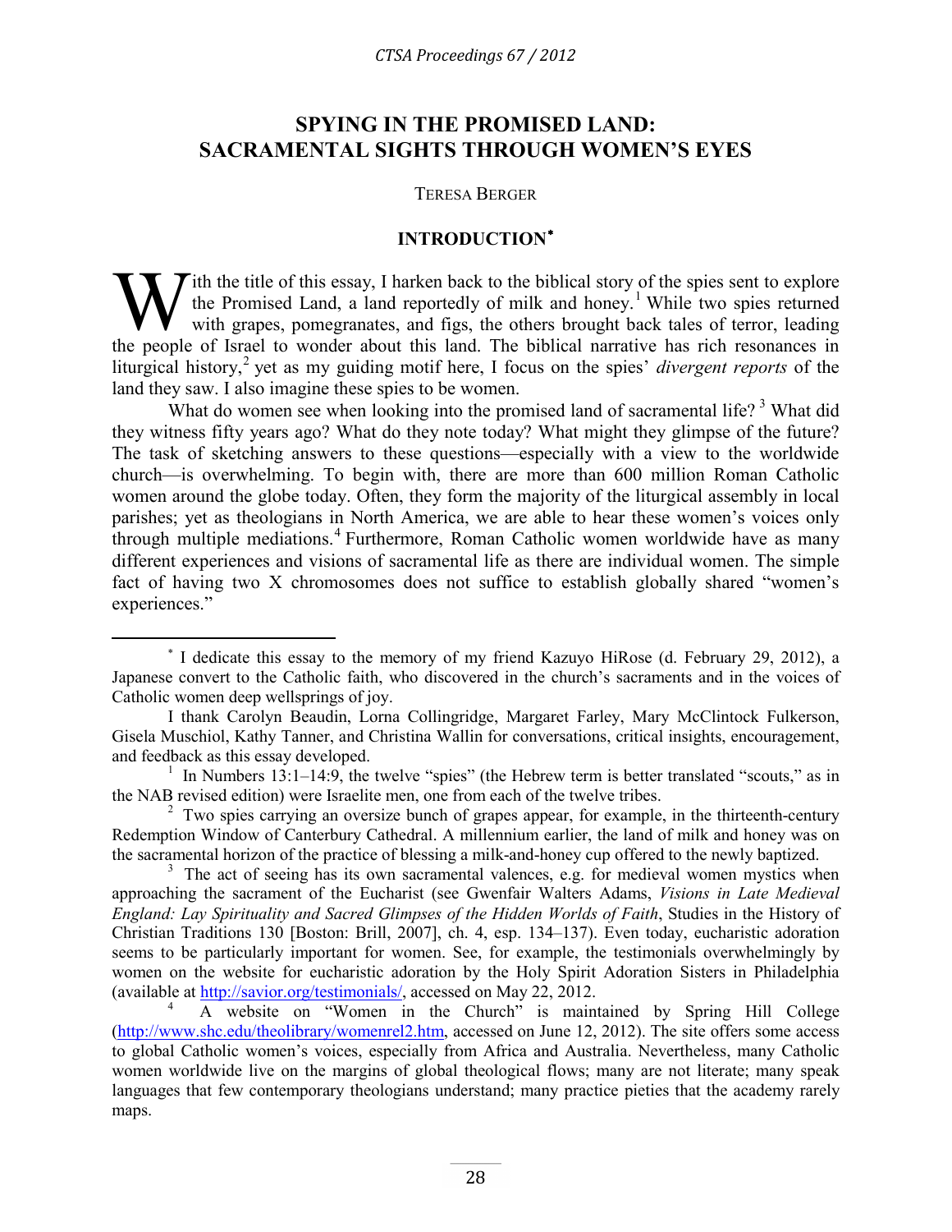# SPYING IN THE PROMISED LAND: SACRAMENTAL SIGHTS THROUGH WOMEN'S EYES

TERESA BERGER

## INTRODUCTION*

With the title of this essay, I harken back to the biblical story of the spies sent to explore the Promised Land, a land reportedly of milk and honey.[1] While two spies returned with grapes, pomegranates, and figs, the others brought back tales of terror, leading the people of Israel to wonder about this land. The biblical narrative has rich resonances in liturgical history,[2] yet as my guiding motif here, I focus on the spies' *divergent reports* of the land they saw. I also imagine these spies to be women.

What do women see when looking into the promised land of sacramental life?[3] What did they witness fifty years ago? What do they note today? What might they glimpse of the future? The task of sketching answers to these questions—especially with a view to the worldwide church—is overwhelming. To begin with, there are more than 600 million Roman Catholic women around the globe today. Often, they form the majority of the liturgical assembly in local parishes; yet as theologians in North America, we are able to hear these women's voices only through multiple mediations.[4] Furthermore, Roman Catholic women worldwide have as many different experiences and visions of sacramental life as there are individual women. The simple fact of having two X chromosomes does not suffice to establish globally shared "women's experiences."

---

\* I dedicate this essay to the memory of my friend Kazuyo HiRose (d. February 29, 2012), a Japanese convert to the Catholic faith, who discovered in the church's sacraments and in the voices of Catholic women deep wellsprings of joy.

I thank Carolyn Beaudin, Lorna Collingridge, Margaret Farley, Mary McClintock Fulkerson, Gisela Muschiol, Kathy Tanner, and Christina Wallin for conversations, critical insights, encouragement, and feedback as this essay developed.

[1] In Numbers 13:1–14:9, the twelve "spies" (the Hebrew term is better translated "scouts," as in the NAB revised edition) were Israelite men, one from each of the twelve tribes.

[2] Two spies carrying an oversize bunch of grapes appear, for example, in the thirteenth-century Redemption Window of Canterbury Cathedral. A millennium earlier, the land of milk and honey was on the sacramental horizon of the practice of blessing a milk-and-honey cup offered to the newly baptized.

[3] The act of seeing has its own sacramental valences, e.g. for medieval women mystics when approaching the sacrament of the Eucharist (see Gwenfair Walters Adams, *Visions in Late Medieval England: Lay Spirituality and Sacred Glimpses of the Hidden Worlds of Faith*, Studies in the History of Christian Traditions 130 [Boston: Brill, 2007], ch. 4, esp. 134–137). Even today, eucharistic adoration seems to be particularly important for women. See, for example, the testimonials overwhelmingly by women on the website for eucharistic adoration by the Holy Spirit Adoration Sisters in Philadelphia (available at http://savior.org/testimonials/, accessed on May 22, 2012.

[4] A website on "Women in the Church" is maintained by Spring Hill College (http://www.shc.edu/theolibrary/womenrel2.htm, accessed on June 12, 2012). The site offers some access to global Catholic women's voices, especially from Africa and Australia. Nevertheless, many Catholic women worldwide live on the margins of global theological flows; many are not literate; many speak languages that few contemporary theologians understand; many practice pieties that the academy rarely maps.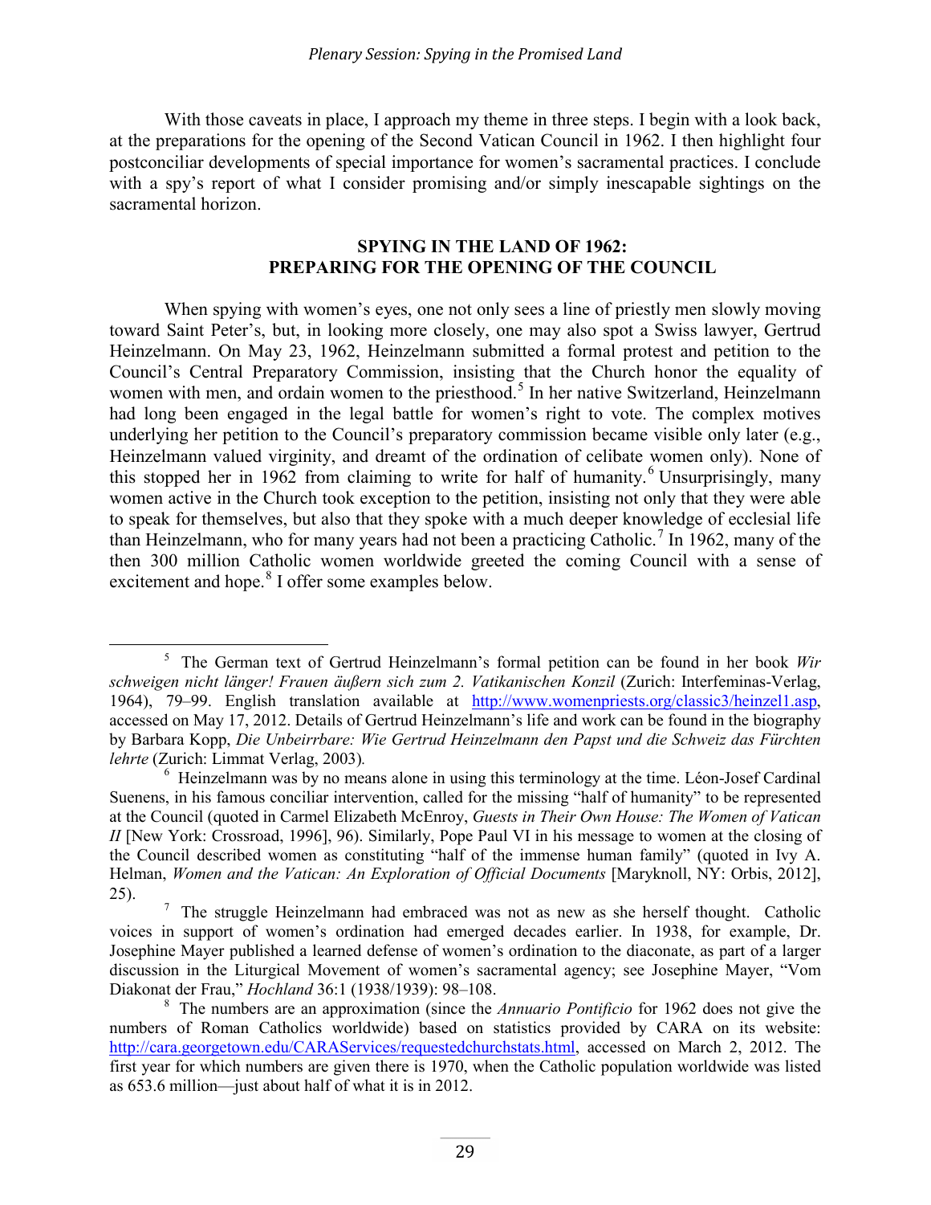With those caveats in place, I approach my theme in three steps. I begin with a look back, at the preparations for the opening of the Second Vatican Council in 1962. I then highlight four postconciliar developments of special importance for women's sacramental practices. I conclude with a spy's report of what I consider promising and/or simply inescapable sightings on the sacramental horizon.

## SPYING IN THE LAND OF 1962: PREPARING FOR THE OPENING OF THE COUNCIL

When spying with women's eyes, one not only sees a line of priestly men slowly moving toward Saint Peter's, but, in looking more closely, one may also spot a Swiss lawyer, Gertrud Heinzelmann. On May 23, 1962, Heinzelmann submitted a formal protest and petition to the Council's Central Preparatory Commission, insisting that the Church honor the equality of women with men, and ordain women to the priesthood.[5] In her native Switzerland, Heinzelmann had long been engaged in the legal battle for women's right to vote. The complex motives underlying her petition to the Council's preparatory commission became visible only later (e.g., Heinzelmann valued virginity, and dreamt of the ordination of celibate women only). None of this stopped her in 1962 from claiming to write for half of humanity.[6] Unsurprisingly, many women active in the Church took exception to the petition, insisting not only that they were able to speak for themselves, but also that they spoke with a much deeper knowledge of ecclesial life than Heinzelmann, who for many years had not been a practicing Catholic.[7] In 1962, many of the then 300 million Catholic women worldwide greeted the coming Council with a sense of excitement and hope.[8] I offer some examples below.

---

[5] The German text of Gertrud Heinzelmann's formal petition can be found in her book *Wir schweigen nicht länger! Frauen äußern sich zum 2. Vatikanischen Konzil* (Zurich: Interfeminas-Verlag, 1964), 79–99. English translation available at http://www.womenpriests.org/classic3/heinzel1.asp, accessed on May 17, 2012. Details of Gertrud Heinzelmann's life and work can be found in the biography by Barbara Kopp, *Die Unbeirrbare: Wie Gertrud Heinzelmann den Papst und die Schweiz das Fürchten lehrte* (Zurich: Limmat Verlag, 2003).

[6] Heinzelmann was by no means alone in using this terminology at the time. Léon-Josef Cardinal Suenens, in his famous conciliar intervention, called for the missing "half of humanity" to be represented at the Council (quoted in Carmel Elizabeth McEnroy, *Guests in Their Own House: The Women of Vatican II* [New York: Crossroad, 1996], 96). Similarly, Pope Paul VI in his message to women at the closing of the Council described women as constituting "half of the immense human family" (quoted in Ivy A. Helman, *Women and the Vatican: An Exploration of Official Documents* [Maryknoll, NY: Orbis, 2012], 25).

[7] The struggle Heinzelmann had embraced was not as new as she herself thought. Catholic voices in support of women's ordination had emerged decades earlier. In 1938, for example, Dr. Josephine Mayer published a learned defense of women's ordination to the diaconate, as part of a larger discussion in the Liturgical Movement of women's sacramental agency; see Josephine Mayer, "Vom Diakonat der Frau," *Hochland* 36:1 (1938/1939): 98–108.

[8] The numbers are an approximation (since the *Annuario Pontificio* for 1962 does not give the numbers of Roman Catholics worldwide) based on statistics provided by CARA on its website: http://cara.georgetown.edu/CARAServices/requestedchurchstats.html, accessed on March 2, 2012. The first year for which numbers are given there is 1970, when the Catholic population worldwide was listed as 653.6 million—just about half of what it is in 2012.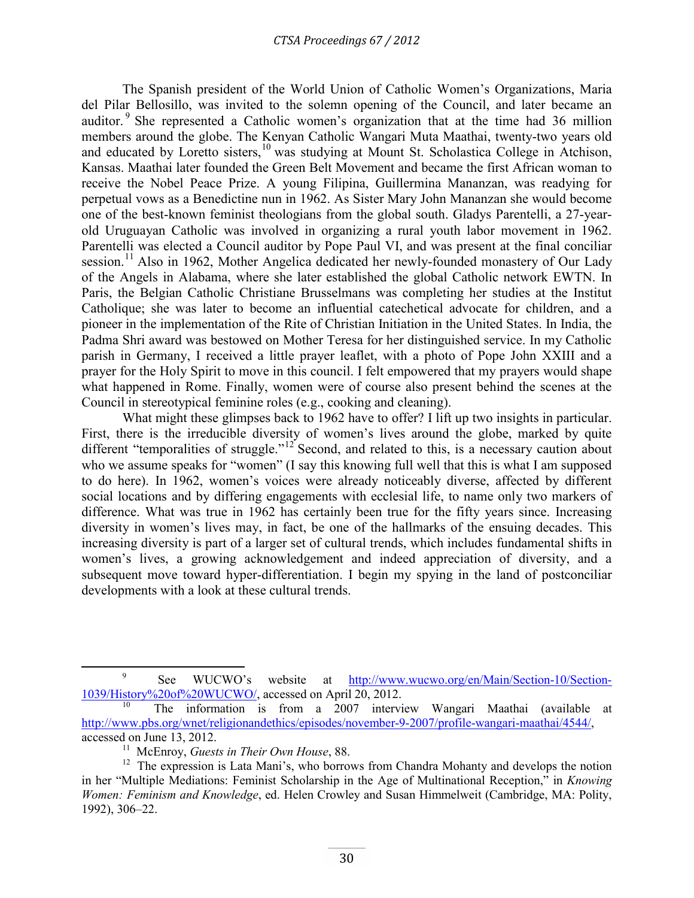The Spanish president of the World Union of Catholic Women's Organizations, Maria del Pilar Bellosillo, was invited to the solemn opening of the Council, and later became an auditor.[9] She represented a Catholic women's organization that at the time had 36 million members around the globe. The Kenyan Catholic Wangari Muta Maathai, twenty-two years old and educated by Loretto sisters,[10] was studying at Mount St. Scholastica College in Atchison, Kansas. Maathai later founded the Green Belt Movement and became the first African woman to receive the Nobel Peace Prize. A young Filipina, Guillermina Mananzan, was readying for perpetual vows as a Benedictine nun in 1962. As Sister Mary John Mananzan she would become one of the best-known feminist theologians from the global south. Gladys Parentelli, a 27-year-old Uruguayan Catholic was involved in organizing a rural youth labor movement in 1962. Parentelli was elected a Council auditor by Pope Paul VI, and was present at the final conciliar session.[11] Also in 1962, Mother Angelica dedicated her newly-founded monastery of Our Lady of the Angels in Alabama, where she later established the global Catholic network EWTN. In Paris, the Belgian Catholic Christiane Brusselmans was completing her studies at the Institut Catholique; she was later to become an influential catechetical advocate for children, and a pioneer in the implementation of the Rite of Christian Initiation in the United States. In India, the Padma Shri award was bestowed on Mother Teresa for her distinguished service. In my Catholic parish in Germany, I received a little prayer leaflet, with a photo of Pope John XXIII and a prayer for the Holy Spirit to move in this council. I felt empowered that my prayers would shape what happened in Rome. Finally, women were of course also present behind the scenes at the Council in stereotypical feminine roles (e.g., cooking and cleaning).

What might these glimpses back to 1962 have to offer? I lift up two insights in particular. First, there is the irreducible diversity of women's lives around the globe, marked by quite different "temporalities of struggle."[12] Second, and related to this, is a necessary caution about who we assume speaks for "women" (I say this knowing full well that this is what I am supposed to do here). In 1962, women's voices were already noticeably diverse, affected by different social locations and by differing engagements with ecclesial life, to name only two markers of difference. What was true in 1962 has certainly been true for the fifty years since. Increasing diversity in women's lives may, in fact, be one of the hallmarks of the ensuing decades. This increasing diversity is part of a larger set of cultural trends, which includes fundamental shifts in women's lives, a growing acknowledgement and indeed appreciation of diversity, and a subsequent move toward hyper-differentiation. I begin my spying in the land of postconciliar developments with a look at these cultural trends.

---

[9] See WUCWO's website at http://www.wucwo.org/en/Main/Section-10/Section-1039/History%20of%20WUCWO/, accessed on April 20, 2012.

[10] The information is from a 2007 interview Wangari Maathai (available at http://www.pbs.org/wnet/religionandethics/episodes/november-9-2007/profile-wangari-maathai/4544/, accessed on June 13, 2012.

[11] McEnroy, *Guests in Their Own House*, 88.

[12] The expression is Lata Mani's, who borrows from Chandra Mohanty and develops the notion in her "Multiple Mediations: Feminist Scholarship in the Age of Multinational Reception," in *Knowing Women: Feminism and Knowledge*, ed. Helen Crowley and Susan Himmelweit (Cambridge, MA: Polity, 1992), 306–22.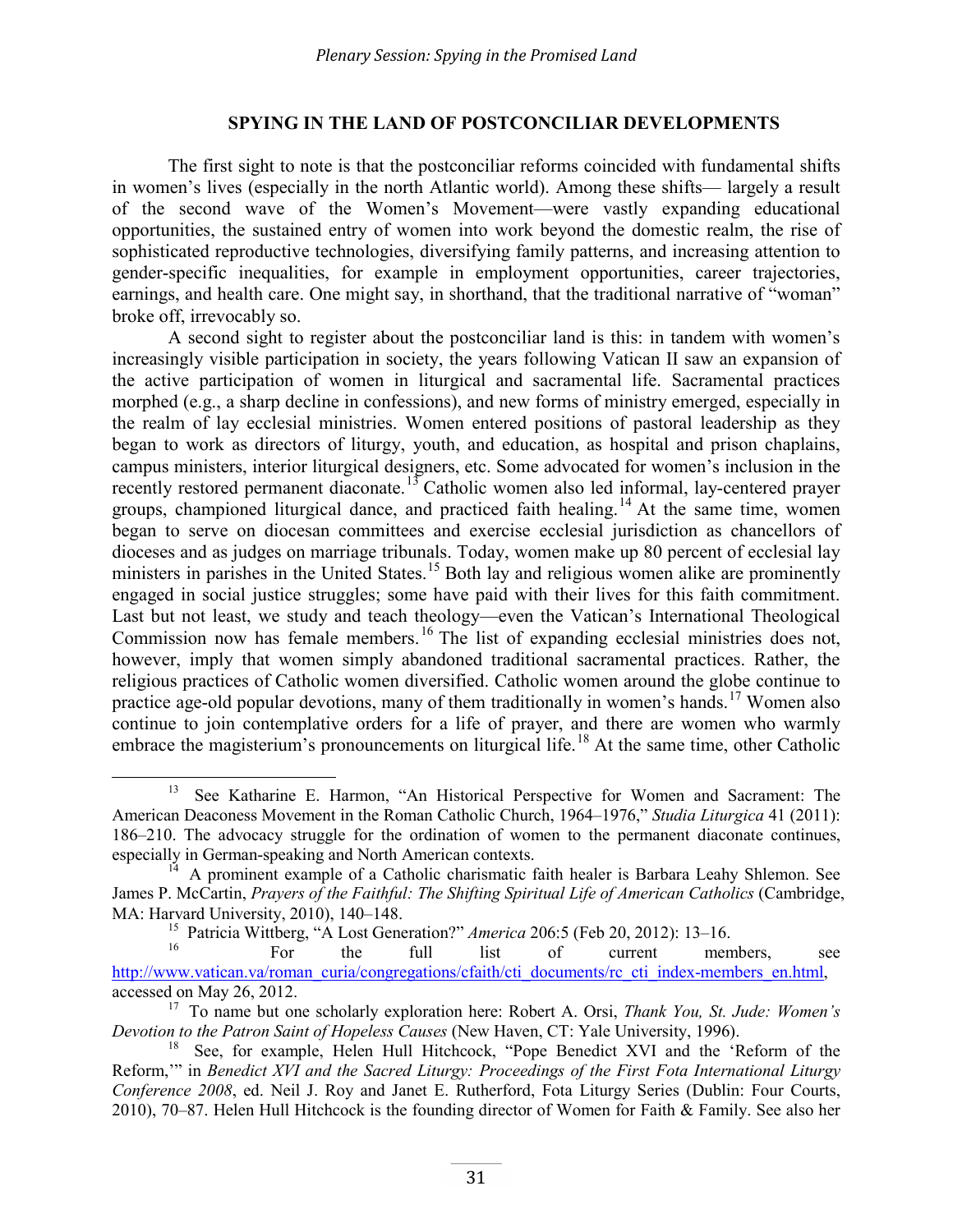## SPYING IN THE LAND OF POSTCONCILIAR DEVELOPMENTS

The first sight to note is that the postconciliar reforms coincided with fundamental shifts in women's lives (especially in the north Atlantic world). Among these shifts— largely a result of the second wave of the Women's Movement—were vastly expanding educational opportunities, the sustained entry of women into work beyond the domestic realm, the rise of sophisticated reproductive technologies, diversifying family patterns, and increasing attention to gender-specific inequalities, for example in employment opportunities, career trajectories, earnings, and health care. One might say, in shorthand, that the traditional narrative of "woman" broke off, irrevocably so.

A second sight to register about the postconciliar land is this: in tandem with women's increasingly visible participation in society, the years following Vatican II saw an expansion of the active participation of women in liturgical and sacramental life. Sacramental practices morphed (e.g., a sharp decline in confessions), and new forms of ministry emerged, especially in the realm of lay ecclesial ministries. Women entered positions of pastoral leadership as they began to work as directors of liturgy, youth, and education, as hospital and prison chaplains, campus ministers, interior liturgical designers, etc. Some advocated for women's inclusion in the recently restored permanent diaconate.[13] Catholic women also led informal, lay-centered prayer groups, championed liturgical dance, and practiced faith healing.[14] At the same time, women began to serve on diocesan committees and exercise ecclesial jurisdiction as chancellors of dioceses and as judges on marriage tribunals. Today, women make up 80 percent of ecclesial lay ministers in parishes in the United States.[15] Both lay and religious women alike are prominently engaged in social justice struggles; some have paid with their lives for this faith commitment. Last but not least, we study and teach theology—even the Vatican's International Theological Commission now has female members.[16] The list of expanding ecclesial ministries does not, however, imply that women simply abandoned traditional sacramental practices. Rather, the religious practices of Catholic women diversified. Catholic women around the globe continue to practice age-old popular devotions, many of them traditionally in women's hands.[17] Women also continue to join contemplative orders for a life of prayer, and there are women who warmly embrace the magisterium's pronouncements on liturgical life.[18] At the same time, other Catholic

---

[13] See Katharine E. Harmon, "An Historical Perspective for Women and Sacrament: The American Deaconess Movement in the Roman Catholic Church, 1964–1976," *Studia Liturgica* 41 (2011): 186–210. The advocacy struggle for the ordination of women to the permanent diaconate continues, especially in German-speaking and North American contexts.

[14] A prominent example of a Catholic charismatic faith healer is Barbara Leahy Shlemon. See James P. McCartin, *Prayers of the Faithful: The Shifting Spiritual Life of American Catholics* (Cambridge, MA: Harvard University, 2010), 140–148.

[15] Patricia Wittberg, "A Lost Generation?" *America* 206:5 (Feb 20, 2012): 13–16.

[16] For the full list of current members, see http://www.vatican.va/roman_curia/congregations/cfaith/cti_documents/rc_cti_index-members_en.html, accessed on May 26, 2012.

[17] To name but one scholarly exploration here: Robert A. Orsi, *Thank You, St. Jude: Women's Devotion to the Patron Saint of Hopeless Causes* (New Haven, CT: Yale University, 1996).

[18] See, for example, Helen Hull Hitchcock, "Pope Benedict XVI and the 'Reform of the Reform,'" in *Benedict XVI and the Sacred Liturgy: Proceedings of the First Fota International Liturgy Conference 2008*, ed. Neil J. Roy and Janet E. Rutherford, Fota Liturgy Series (Dublin: Four Courts, 2010), 70–87. Helen Hull Hitchcock is the founding director of Women for Faith & Family. See also her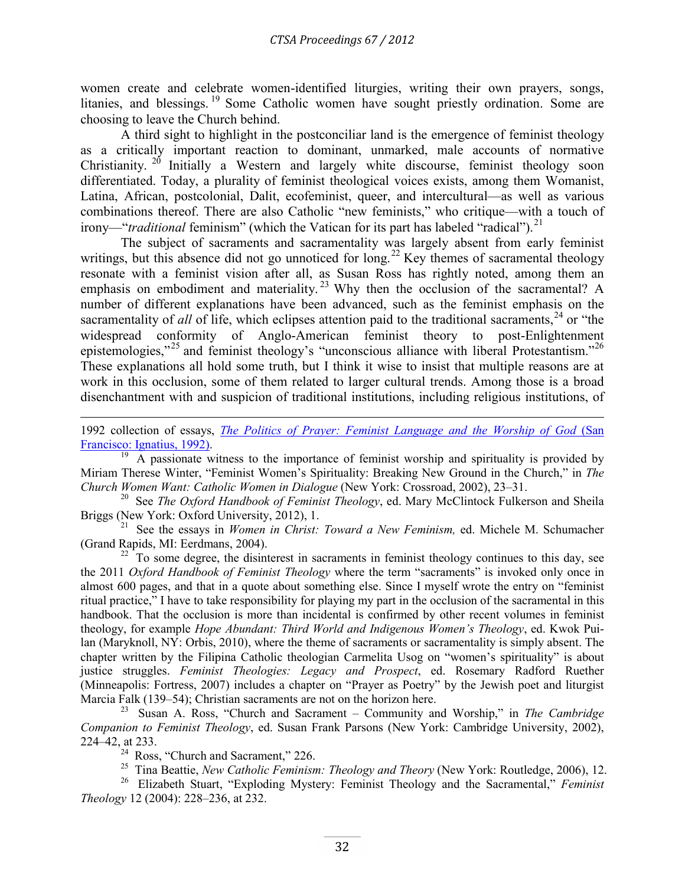women create and celebrate women-identified liturgies, writing their own prayers, songs, litanies, and blessings.[19] Some Catholic women have sought priestly ordination. Some are choosing to leave the Church behind.

A third sight to highlight in the postconciliar land is the emergence of feminist theology as a critically important reaction to dominant, unmarked, male accounts of normative Christianity.[20] Initially a Western and largely white discourse, feminist theology soon differentiated. Today, a plurality of feminist theological voices exists, among them Womanist, Latina, African, postcolonial, Dalit, ecofeminist, queer, and intercultural—as well as various combinations thereof. There are also Catholic "new feminists," who critique—with a touch of irony—"*traditional* feminism" (which the Vatican for its part has labeled "radical").[21]

The subject of sacraments and sacramentality was largely absent from early feminist writings, but this absence did not go unnoticed for long.[22] Key themes of sacramental theology resonate with a feminist vision after all, as Susan Ross has rightly noted, among them an emphasis on embodiment and materiality.[23] Why then the occlusion of the sacramental? A number of different explanations have been advanced, such as the feminist emphasis on the sacramentality of *all* of life, which eclipses attention paid to the traditional sacraments,[24] or "the widespread conformity of Anglo-American feminist theory to post-Enlightenment epistemologies,"[25] and feminist theology's "unconscious alliance with liberal Protestantism."[26] These explanations all hold some truth, but I think it wise to insist that multiple reasons are at work in this occlusion, some of them related to larger cultural trends. Among those is a broad disenchantment with and suspicion of traditional institutions, including religious institutions, of

---

1992 collection of essays, *The Politics of Prayer: Feminist Language and the Worship of God* (San Francisco: Ignatius, 1992).

[19] A passionate witness to the importance of feminist worship and spirituality is provided by Miriam Therese Winter, "Feminist Women's Spirituality: Breaking New Ground in the Church," in *The Church Women Want: Catholic Women in Dialogue* (New York: Crossroad, 2002), 23–31.

[20] See *The Oxford Handbook of Feminist Theology*, ed. Mary McClintock Fulkerson and Sheila Briggs (New York: Oxford University, 2012), 1.

[21] See the essays in *Women in Christ: Toward a New Feminism,* ed. Michele M. Schumacher (Grand Rapids, MI: Eerdmans, 2004).

[22] To some degree, the disinterest in sacraments in feminist theology continues to this day, see the 2011 *Oxford Handbook of Feminist Theology* where the term "sacraments" is invoked only once in almost 600 pages, and that in a quote about something else. Since I myself wrote the entry on "feminist ritual practice," I have to take responsibility for playing my part in the occlusion of the sacramental in this handbook. That the occlusion is more than incidental is confirmed by other recent volumes in feminist theology, for example *Hope Abundant: Third World and Indigenous Women's Theology*, ed. Kwok Pui-lan (Maryknoll, NY: Orbis, 2010), where the theme of sacraments or sacramentality is simply absent. The chapter written by the Filipina Catholic theologian Carmelita Usog on "women's spirituality" is about justice struggles. *Feminist Theologies: Legacy and Prospect*, ed. Rosemary Radford Ruether (Minneapolis: Fortress, 2007) includes a chapter on "Prayer as Poetry" by the Jewish poet and liturgist Marcia Falk (139–54); Christian sacraments are not on the horizon here.

[23] Susan A. Ross, "Church and Sacrament – Community and Worship," in *The Cambridge Companion to Feminist Theology*, ed. Susan Frank Parsons (New York: Cambridge University, 2002), 224–42, at 233.

[24] Ross, "Church and Sacrament," 226.

[25] Tina Beattie, *New Catholic Feminism: Theology and Theory* (New York: Routledge, 2006), 12.

[26] Elizabeth Stuart, "Exploding Mystery: Feminist Theology and the Sacramental," *Feminist Theology* 12 (2004): 228–236, at 232.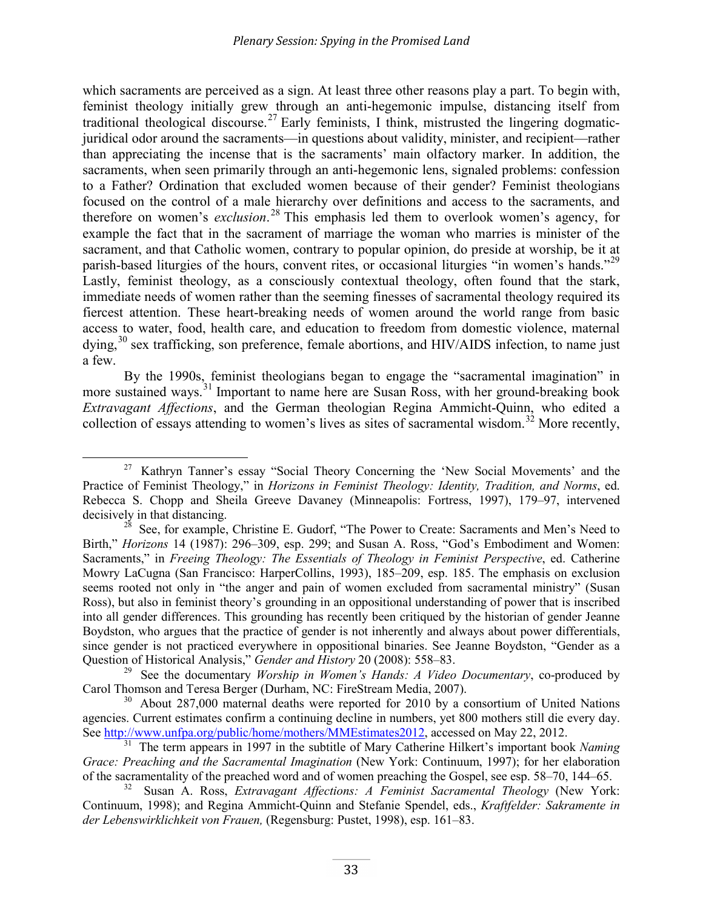which sacraments are perceived as a sign. At least three other reasons play a part. To begin with, feminist theology initially grew through an anti-hegemonic impulse, distancing itself from traditional theological discourse.[27] Early feminists, I think, mistrusted the lingering dogmatic-juridical odor around the sacraments—in questions about validity, minister, and recipient—rather than appreciating the incense that is the sacraments' main olfactory marker. In addition, the sacraments, when seen primarily through an anti-hegemonic lens, signaled problems: confession to a Father? Ordination that excluded women because of their gender? Feminist theologians focused on the control of a male hierarchy over definitions and access to the sacraments, and therefore on women's *exclusion*.[28] This emphasis led them to overlook women's agency, for example the fact that in the sacrament of marriage the woman who marries is minister of the sacrament, and that Catholic women, contrary to popular opinion, do preside at worship, be it at parish-based liturgies of the hours, convent rites, or occasional liturgies "in women's hands."[29] Lastly, feminist theology, as a consciously contextual theology, often found that the stark, immediate needs of women rather than the seeming finesses of sacramental theology required its fiercest attention. These heart-breaking needs of women around the world range from basic access to water, food, health care, and education to freedom from domestic violence, maternal dying,[30] sex trafficking, son preference, female abortions, and HIV/AIDS infection, to name just a few.

By the 1990s, feminist theologians began to engage the "sacramental imagination" in more sustained ways.[31] Important to name here are Susan Ross, with her ground-breaking book *Extravagant Affections*, and the German theologian Regina Ammicht-Quinn, who edited a collection of essays attending to women's lives as sites of sacramental wisdom.[32] More recently,

---

[27] Kathryn Tanner's essay "Social Theory Concerning the 'New Social Movements' and the Practice of Feminist Theology," in *Horizons in Feminist Theology: Identity, Tradition, and Norms*, ed. Rebecca S. Chopp and Sheila Greeve Davaney (Minneapolis: Fortress, 1997), 179–97, intervened decisively in that distancing.

[28] See, for example, Christine E. Gudorf, "The Power to Create: Sacraments and Men's Need to Birth," *Horizons* 14 (1987): 296–309, esp. 299; and Susan A. Ross, "God's Embodiment and Women: Sacraments," in *Freeing Theology: The Essentials of Theology in Feminist Perspective*, ed. Catherine Mowry LaCugna (San Francisco: HarperCollins, 1993), 185–209, esp. 185. The emphasis on exclusion seems rooted not only in "the anger and pain of women excluded from sacramental ministry" (Susan Ross), but also in feminist theory's grounding in an oppositional understanding of power that is inscribed into all gender differences. This grounding has recently been critiqued by the historian of gender Jeanne Boydston, who argues that the practice of gender is not inherently and always about power differentials, since gender is not practiced everywhere in oppositional binaries. See Jeanne Boydston, "Gender as a Question of Historical Analysis," *Gender and History* 20 (2008): 558–83.

[29] See the documentary *Worship in Women's Hands: A Video Documentary*, co-produced by Carol Thomson and Teresa Berger (Durham, NC: FireStream Media, 2007).

[30] About 287,000 maternal deaths were reported for 2010 by a consortium of United Nations agencies. Current estimates confirm a continuing decline in numbers, yet 800 mothers still die every day. See http://www.unfpa.org/public/home/mothers/MMEstimates2012, accessed on May 22, 2012.

[31] The term appears in 1997 in the subtitle of Mary Catherine Hilkert's important book *Naming Grace: Preaching and the Sacramental Imagination* (New York: Continuum, 1997); for her elaboration of the sacramentality of the preached word and of women preaching the Gospel, see esp. 58–70, 144–65.

[32] Susan A. Ross, *Extravagant Affections: A Feminist Sacramental Theology* (New York: Continuum, 1998); and Regina Ammicht-Quinn and Stefanie Spendel, eds., *Kraftfelder: Sakramente in der Lebenswirklichkeit von Frauen,* (Regensburg: Pustet, 1998), esp. 161–83.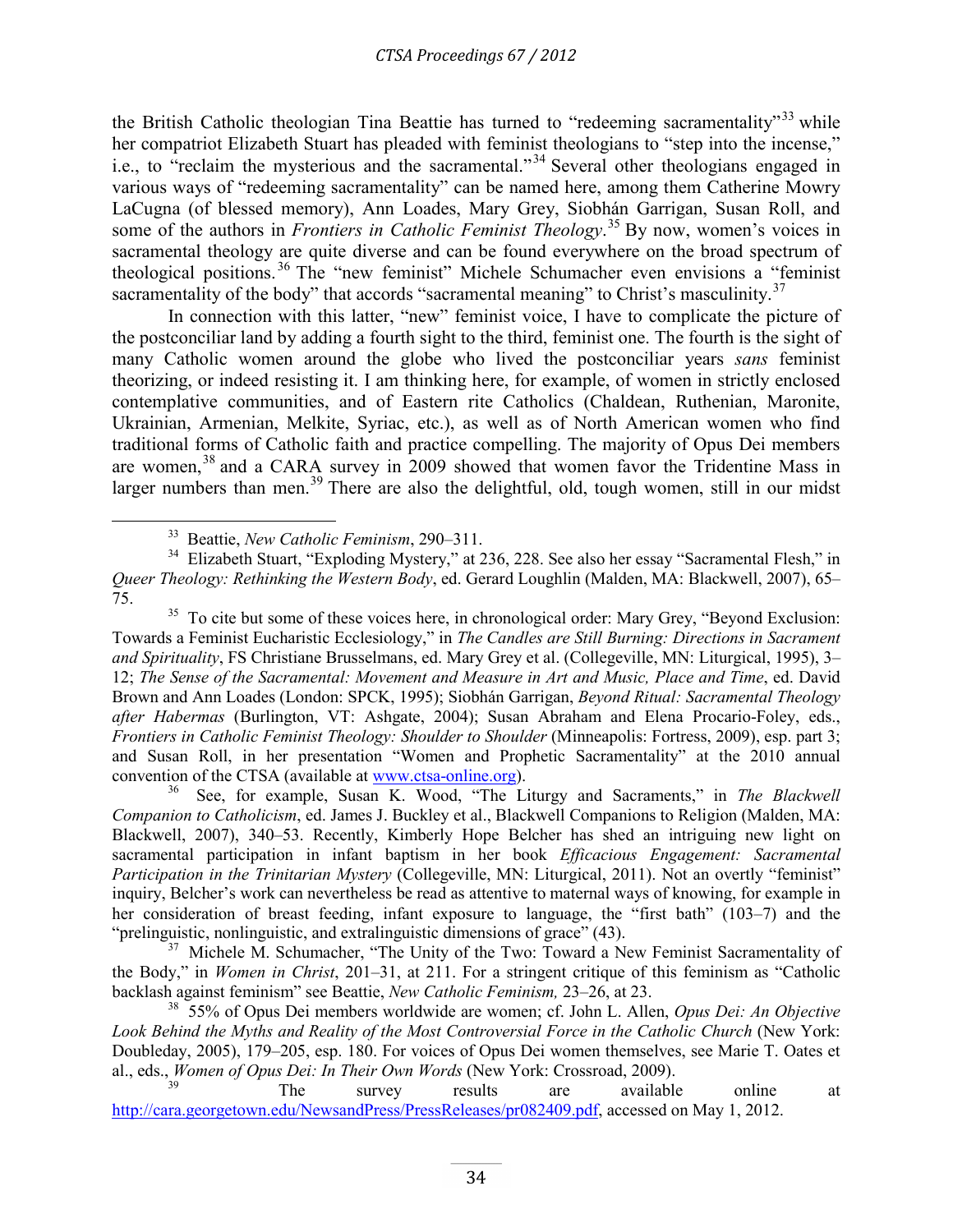the British Catholic theologian Tina Beattie has turned to "redeeming sacramentality"[33] while her compatriot Elizabeth Stuart has pleaded with feminist theologians to "step into the incense," i.e., to "reclaim the mysterious and the sacramental."[34] Several other theologians engaged in various ways of "redeeming sacramentality" can be named here, among them Catherine Mowry LaCugna (of blessed memory), Ann Loades, Mary Grey, Siobhán Garrigan, Susan Roll, and some of the authors in *Frontiers in Catholic Feminist Theology*.[35] By now, women's voices in sacramental theology are quite diverse and can be found everywhere on the broad spectrum of theological positions.[36] The "new feminist" Michele Schumacher even envisions a "feminist sacramentality of the body" that accords "sacramental meaning" to Christ's masculinity.[37]

In connection with this latter, "new" feminist voice, I have to complicate the picture of the postconciliar land by adding a fourth sight to the third, feminist one. The fourth is the sight of many Catholic women around the globe who lived the postconciliar years *sans* feminist theorizing, or indeed resisting it. I am thinking here, for example, of women in strictly enclosed contemplative communities, and of Eastern rite Catholics (Chaldean, Ruthenian, Maronite, Ukrainian, Armenian, Melkite, Syriac, etc.), as well as of North American women who find traditional forms of Catholic faith and practice compelling. The majority of Opus Dei members are women,[38] and a CARA survey in 2009 showed that women favor the Tridentine Mass in larger numbers than men.[39] There are also the delightful, old, tough women, still in our midst

---

[33] Beattie, *New Catholic Feminism*, 290–311.

[34] Elizabeth Stuart, "Exploding Mystery," at 236, 228. See also her essay "Sacramental Flesh," in *Queer Theology: Rethinking the Western Body*, ed. Gerard Loughlin (Malden, MA: Blackwell, 2007), 65–75.

[35] To cite but some of these voices here, in chronological order: Mary Grey, "Beyond Exclusion: Towards a Feminist Eucharistic Ecclesiology," in *The Candles are Still Burning: Directions in Sacrament and Spirituality*, FS Christiane Brusselmans, ed. Mary Grey et al. (Collegeville, MN: Liturgical, 1995), 3–12; *The Sense of the Sacramental: Movement and Measure in Art and Music, Place and Time*, ed. David Brown and Ann Loades (London: SPCK, 1995); Siobhán Garrigan, *Beyond Ritual: Sacramental Theology after Habermas* (Burlington, VT: Ashgate, 2004); Susan Abraham and Elena Procario-Foley, eds., *Frontiers in Catholic Feminist Theology: Shoulder to Shoulder* (Minneapolis: Fortress, 2009), esp. part 3; and Susan Roll, in her presentation "Women and Prophetic Sacramentality" at the 2010 annual convention of the CTSA (available at www.ctsa-online.org).

[36] See, for example, Susan K. Wood, "The Liturgy and Sacraments," in *The Blackwell Companion to Catholicism*, ed. James J. Buckley et al., Blackwell Companions to Religion (Malden, MA: Blackwell, 2007), 340–53. Recently, Kimberly Hope Belcher has shed an intriguing new light on sacramental participation in infant baptism in her book *Efficacious Engagement: Sacramental Participation in the Trinitarian Mystery* (Collegeville, MN: Liturgical, 2011). Not an overtly "feminist" inquiry, Belcher's work can nevertheless be read as attentive to maternal ways of knowing, for example in her consideration of breast feeding, infant exposure to language, the "first bath" (103–7) and the "prelinguistic, nonlinguistic, and extralinguistic dimensions of grace" (43).

[37] Michele M. Schumacher, "The Unity of the Two: Toward a New Feminist Sacramentality of the Body," in *Women in Christ*, 201–31, at 211. For a stringent critique of this feminism as "Catholic backlash against feminism" see Beattie, *New Catholic Feminism,* 23–26, at 23.

[38] 55% of Opus Dei members worldwide are women; cf. John L. Allen, *Opus Dei: An Objective Look Behind the Myths and Reality of the Most Controversial Force in the Catholic Church* (New York: Doubleday, 2005), 179–205, esp. 180. For voices of Opus Dei women themselves, see Marie T. Oates et al., eds., *Women of Opus Dei: In Their Own Words* (New York: Crossroad, 2009).

[39] The survey results are available online at http://cara.georgetown.edu/NewsandPress/PressReleases/pr082409.pdf, accessed on May 1, 2012.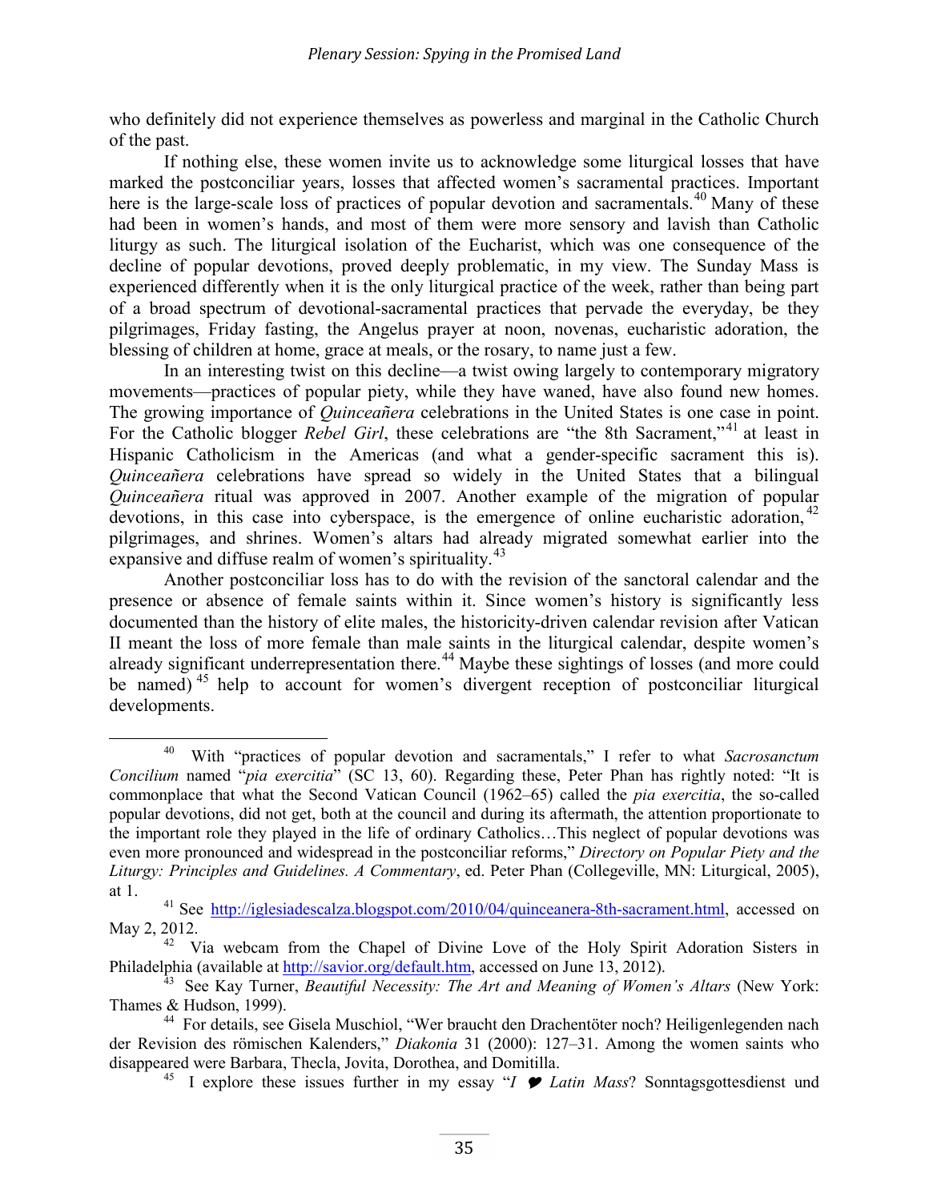who definitely did not experience themselves as powerless and marginal in the Catholic Church of the past.

If nothing else, these women invite us to acknowledge some liturgical losses that have marked the postconciliar years, losses that affected women's sacramental practices. Important here is the large-scale loss of practices of popular devotion and sacramentals.[40] Many of these had been in women's hands, and most of them were more sensory and lavish than Catholic liturgy as such. The liturgical isolation of the Eucharist, which was one consequence of the decline of popular devotions, proved deeply problematic, in my view. The Sunday Mass is experienced differently when it is the only liturgical practice of the week, rather than being part of a broad spectrum of devotional-sacramental practices that pervade the everyday, be they pilgrimages, Friday fasting, the Angelus prayer at noon, novenas, eucharistic adoration, the blessing of children at home, grace at meals, or the rosary, to name just a few.

In an interesting twist on this decline—a twist owing largely to contemporary migratory movements—practices of popular piety, while they have waned, have also found new homes. The growing importance of *Quinceañera* celebrations in the United States is one case in point. For the Catholic blogger *Rebel Girl*, these celebrations are "the 8th Sacrament,"[41] at least in Hispanic Catholicism in the Americas (and what a gender-specific sacrament this is). *Quinceañera* celebrations have spread so widely in the United States that a bilingual *Quinceañera* ritual was approved in 2007. Another example of the migration of popular devotions, in this case into cyberspace, is the emergence of online eucharistic adoration,[42] pilgrimages, and shrines. Women's altars had already migrated somewhat earlier into the expansive and diffuse realm of women's spirituality.[43]

Another postconciliar loss has to do with the revision of the sanctoral calendar and the presence or absence of female saints within it. Since women's history is significantly less documented than the history of elite males, the historicity-driven calendar revision after Vatican II meant the loss of more female than male saints in the liturgical calendar, despite women's already significant underrepresentation there.[44] Maybe these sightings of losses (and more could be named)[45] help to account for women's divergent reception of postconciliar liturgical developments.

---

[40] With "practices of popular devotion and sacramentals," I refer to what *Sacrosanctum Concilium* named "*pia exercitia*" (SC 13, 60). Regarding these, Peter Phan has rightly noted: "It is commonplace that what the Second Vatican Council (1962–65) called the *pia exercitia*, the so-called popular devotions, did not get, both at the council and during its aftermath, the attention proportionate to the important role they played in the life of ordinary Catholics…This neglect of popular devotions was even more pronounced and widespread in the postconciliar reforms," *Directory on Popular Piety and the Liturgy: Principles and Guidelines. A Commentary*, ed. Peter Phan (Collegeville, MN: Liturgical, 2005), at 1.

[41] See http://iglesiadescalza.blogspot.com/2010/04/quinceanera-8th-sacrament.html, accessed on May 2, 2012.

[42] Via webcam from the Chapel of Divine Love of the Holy Spirit Adoration Sisters in Philadelphia (available at http://savior.org/default.htm, accessed on June 13, 2012).

[43] See Kay Turner, *Beautiful Necessity: The Art and Meaning of Women's Altars* (New York: Thames & Hudson, 1999).

[44] For details, see Gisela Muschiol, "Wer braucht den Drachentöter noch? Heiligenlegenden nach der Revision des römischen Kalenders," *Diakonia* 31 (2000): 127–31. Among the women saints who disappeared were Barbara, Thecla, Jovita, Dorothea, and Domitilla.

[45] I explore these issues further in my essay "*I ❤ Latin Mass*? Sonntagsgottesdienst und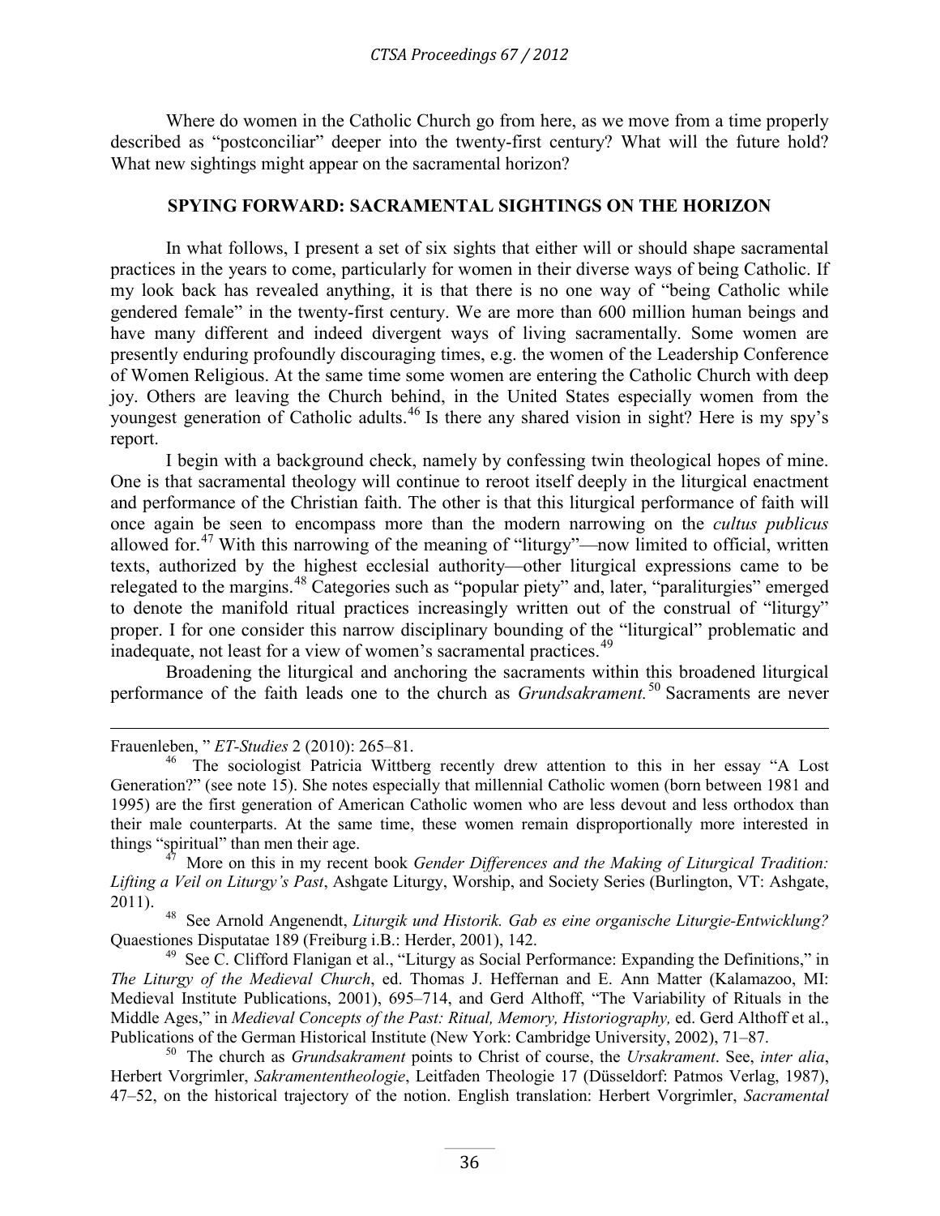Where do women in the Catholic Church go from here, as we move from a time properly described as "postconciliar" deeper into the twenty-first century? What will the future hold? What new sightings might appear on the sacramental horizon?

## SPYING FORWARD: SACRAMENTAL SIGHTINGS ON THE HORIZON

In what follows, I present a set of six sights that either will or should shape sacramental practices in the years to come, particularly for women in their diverse ways of being Catholic. If my look back has revealed anything, it is that there is no one way of "being Catholic while gendered female" in the twenty-first century. We are more than 600 million human beings and have many different and indeed divergent ways of living sacramentally. Some women are presently enduring profoundly discouraging times, e.g. the women of the Leadership Conference of Women Religious. At the same time some women are entering the Catholic Church with deep joy. Others are leaving the Church behind, in the United States especially women from the youngest generation of Catholic adults.[46] Is there any shared vision in sight? Here is my spy's report.

I begin with a background check, namely by confessing twin theological hopes of mine. One is that sacramental theology will continue to reroot itself deeply in the liturgical enactment and performance of the Christian faith. The other is that this liturgical performance of faith will once again be seen to encompass more than the modern narrowing on the *cultus publicus* allowed for.[47] With this narrowing of the meaning of "liturgy"—now limited to official, written texts, authorized by the highest ecclesial authority—other liturgical expressions came to be relegated to the margins.[48] Categories such as "popular piety" and, later, "paraliturgies" emerged to denote the manifold ritual practices increasingly written out of the construal of "liturgy" proper. I for one consider this narrow disciplinary bounding of the "liturgical" problematic and inadequate, not least for a view of women's sacramental practices.[49]

Broadening the liturgical and anchoring the sacraments within this broadened liturgical performance of the faith leads one to the church as *Grundsakrament.*[50] Sacraments are never

---

Frauenleben, " *ET-Studies* 2 (2010): 265–81.

[46] The sociologist Patricia Wittberg recently drew attention to this in her essay "A Lost Generation?" (see note 15). She notes especially that millennial Catholic women (born between 1981 and 1995) are the first generation of American Catholic women who are less devout and less orthodox than their male counterparts. At the same time, these women remain disproportionally more interested in things "spiritual" than men their age.

[47] More on this in my recent book *Gender Differences and the Making of Liturgical Tradition: Lifting a Veil on Liturgy's Past*, Ashgate Liturgy, Worship, and Society Series (Burlington, VT: Ashgate, 2011).

[48] See Arnold Angenendt, *Liturgik und Historik. Gab es eine organische Liturgie-Entwicklung?* Quaestiones Disputatae 189 (Freiburg i.B.: Herder, 2001), 142.

[49] See C. Clifford Flanigan et al., "Liturgy as Social Performance: Expanding the Definitions," in *The Liturgy of the Medieval Church*, ed. Thomas J. Heffernan and E. Ann Matter (Kalamazoo, MI: Medieval Institute Publications, 2001), 695–714, and Gerd Althoff, "The Variability of Rituals in the Middle Ages," in *Medieval Concepts of the Past: Ritual, Memory, Historiography,* ed. Gerd Althoff et al., Publications of the German Historical Institute (New York: Cambridge University, 2002), 71–87.

[50] The church as *Grundsakrament* points to Christ of course, the *Ursakrament*. See, *inter alia*, Herbert Vorgrimler, *Sakramententheologie*, Leitfaden Theologie 17 (Düsseldorf: Patmos Verlag, 1987), 47–52, on the historical trajectory of the notion. English translation: Herbert Vorgrimler, *Sacramental*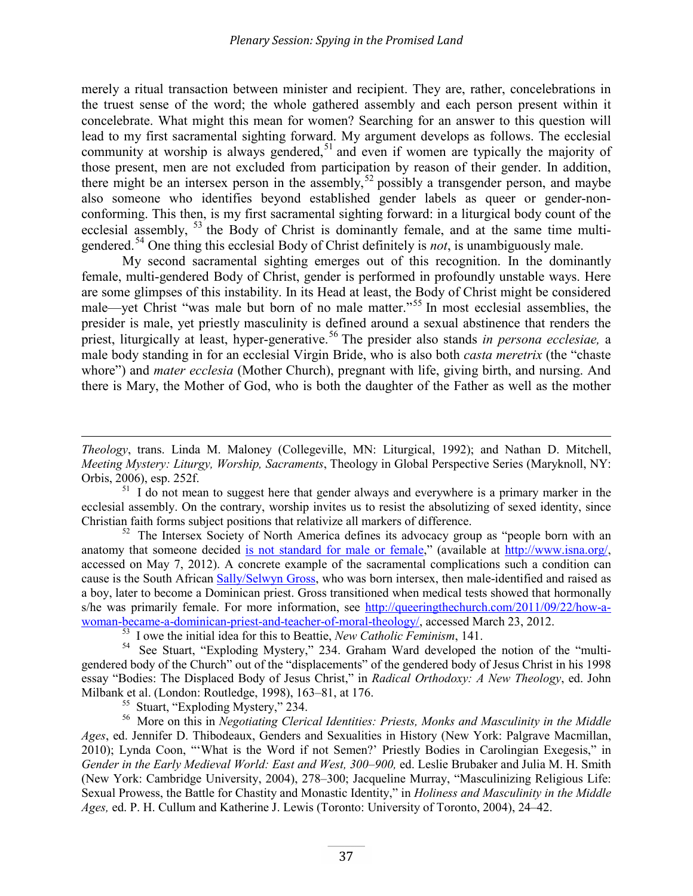merely a ritual transaction between minister and recipient. They are, rather, concelebrations in the truest sense of the word; the whole gathered assembly and each person present within it concelebrate. What might this mean for women? Searching for an answer to this question will lead to my first sacramental sighting forward. My argument develops as follows. The ecclesial community at worship is always gendered,[51] and even if women are typically the majority of those present, men are not excluded from participation by reason of their gender. In addition, there might be an intersex person in the assembly,[52] possibly a transgender person, and maybe also someone who identifies beyond established gender labels as queer or gender-non-conforming. This then, is my first sacramental sighting forward: in a liturgical body count of the ecclesial assembly, [53] the Body of Christ is dominantly female, and at the same time multi-gendered.[54] One thing this ecclesial Body of Christ definitely is *not*, is unambiguously male.

My second sacramental sighting emerges out of this recognition. In the dominantly female, multi-gendered Body of Christ, gender is performed in profoundly unstable ways. Here are some glimpses of this instability. In its Head at least, the Body of Christ might be considered male—yet Christ "was male but born of no male matter."[55] In most ecclesial assemblies, the presider is male, yet priestly masculinity is defined around a sexual abstinence that renders the priest, liturgically at least, hyper-generative.[56] The presider also stands *in persona ecclesiae,* a male body standing in for an ecclesial Virgin Bride, who is also both *casta meretrix* (the "chaste whore") and *mater ecclesia* (Mother Church), pregnant with life, giving birth, and nursing. And there is Mary, the Mother of God, who is both the daughter of the Father as well as the mother

---

*Theology*, trans. Linda M. Maloney (Collegeville, MN: Liturgical, 1992); and Nathan D. Mitchell, *Meeting Mystery: Liturgy, Worship, Sacraments*, Theology in Global Perspective Series (Maryknoll, NY: Orbis, 2006), esp. 252f.

[51] I do not mean to suggest here that gender always and everywhere is a primary marker in the ecclesial assembly. On the contrary, worship invites us to resist the absolutizing of sexed identity, since Christian faith forms subject positions that relativize all markers of difference.

[52] The Intersex Society of North America defines its advocacy group as "people born with an anatomy that someone decided is not standard for male or female," (available at http://www.isna.org/, accessed on May 7, 2012). A concrete example of the sacramental complications such a condition can cause is the South African Sally/Selwyn Gross, who was born intersex, then male-identified and raised as a boy, later to become a Dominican priest. Gross transitioned when medical tests showed that hormonally s/he was primarily female. For more information, see http://queeringthechurch.com/2011/09/22/how-a-woman-became-a-dominican-priest-and-teacher-of-moral-theology/, accessed March 23, 2012.

[53] I owe the initial idea for this to Beattie, *New Catholic Feminism*, 141.

[54] See Stuart, "Exploding Mystery," 234. Graham Ward developed the notion of the "multi-gendered body of the Church" out of the "displacements" of the gendered body of Jesus Christ in his 1998 essay "Bodies: The Displaced Body of Jesus Christ," in *Radical Orthodoxy: A New Theology*, ed. John Milbank et al. (London: Routledge, 1998), 163–81, at 176.

[55] Stuart, "Exploding Mystery," 234.

[56] More on this in *Negotiating Clerical Identities: Priests, Monks and Masculinity in the Middle Ages*, ed. Jennifer D. Thibodeaux, Genders and Sexualities in History (New York: Palgrave Macmillan, 2010); Lynda Coon, "'What is the Word if not Semen?' Priestly Bodies in Carolingian Exegesis," in *Gender in the Early Medieval World: East and West, 300–900,* ed. Leslie Brubaker and Julia M. H. Smith (New York: Cambridge University, 2004), 278–300; Jacqueline Murray, "Masculinizing Religious Life: Sexual Prowess, the Battle for Chastity and Monastic Identity," in *Holiness and Masculinity in the Middle Ages,* ed. P. H. Cullum and Katherine J. Lewis (Toronto: University of Toronto, 2004), 24–42.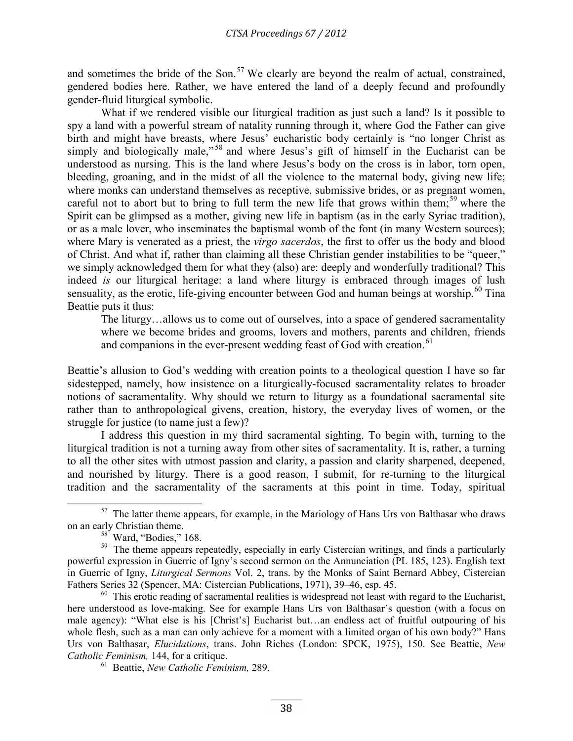and sometimes the bride of the Son.[57] We clearly are beyond the realm of actual, constrained, gendered bodies here. Rather, we have entered the land of a deeply fecund and profoundly gender-fluid liturgical symbolic.

What if we rendered visible our liturgical tradition as just such a land? Is it possible to spy a land with a powerful stream of natality running through it, where God the Father can give birth and might have breasts, where Jesus' eucharistic body certainly is "no longer Christ as simply and biologically male,"[58] and where Jesus's gift of himself in the Eucharist can be understood as nursing. This is the land where Jesus's body on the cross is in labor, torn open, bleeding, groaning, and in the midst of all the violence to the maternal body, giving new life; where monks can understand themselves as receptive, submissive brides, or as pregnant women, careful not to abort but to bring to full term the new life that grows within them;[59] where the Spirit can be glimpsed as a mother, giving new life in baptism (as in the early Syriac tradition), or as a male lover, who inseminates the baptismal womb of the font (in many Western sources); where Mary is venerated as a priest, the *virgo sacerdos*, the first to offer us the body and blood of Christ. And what if, rather than claiming all these Christian gender instabilities to be "queer," we simply acknowledged them for what they (also) are: deeply and wonderfully traditional? This indeed *is* our liturgical heritage: a land where liturgy is embraced through images of lush sensuality, as the erotic, life-giving encounter between God and human beings at worship.[60] Tina Beattie puts it thus:

> The liturgy…allows us to come out of ourselves, into a space of gendered sacramentality where we become brides and grooms, lovers and mothers, parents and children, friends and companions in the ever-present wedding feast of God with creation.[61]

Beattie's allusion to God's wedding with creation points to a theological question I have so far sidestepped, namely, how insistence on a liturgically-focused sacramentality relates to broader notions of sacramentality. Why should we return to liturgy as a foundational sacramental site rather than to anthropological givens, creation, history, the everyday lives of women, or the struggle for justice (to name just a few)?

I address this question in my third sacramental sighting. To begin with, turning to the liturgical tradition is not a turning away from other sites of sacramentality. It is, rather, a turning to all the other sites with utmost passion and clarity, a passion and clarity sharpened, deepened, and nourished by liturgy. There is a good reason, I submit, for re-turning to the liturgical tradition and the sacramentality of the sacraments at this point in time. Today, spiritual

---

[57] The latter theme appears, for example, in the Mariology of Hans Urs von Balthasar who draws on an early Christian theme.

[58] Ward, "Bodies," 168.

[59] The theme appears repeatedly, especially in early Cistercian writings, and finds a particularly powerful expression in Guerric of Igny's second sermon on the Annunciation (PL 185, 123). English text in Guerric of Igny, *Liturgical Sermons* Vol. 2, trans. by the Monks of Saint Bernard Abbey, Cistercian Fathers Series 32 (Spencer, MA: Cistercian Publications, 1971), 39–46, esp. 45.

[60] This erotic reading of sacramental realities is widespread not least with regard to the Eucharist, here understood as love-making. See for example Hans Urs von Balthasar's question (with a focus on male agency): "What else is his [Christ's] Eucharist but…an endless act of fruitful outpouring of his whole flesh, such as a man can only achieve for a moment with a limited organ of his own body?" Hans Urs von Balthasar, *Elucidations*, trans. John Riches (London: SPCK, 1975), 150. See Beattie, *New Catholic Feminism,* 144, for a critique.

[61] Beattie, *New Catholic Feminism,* 289.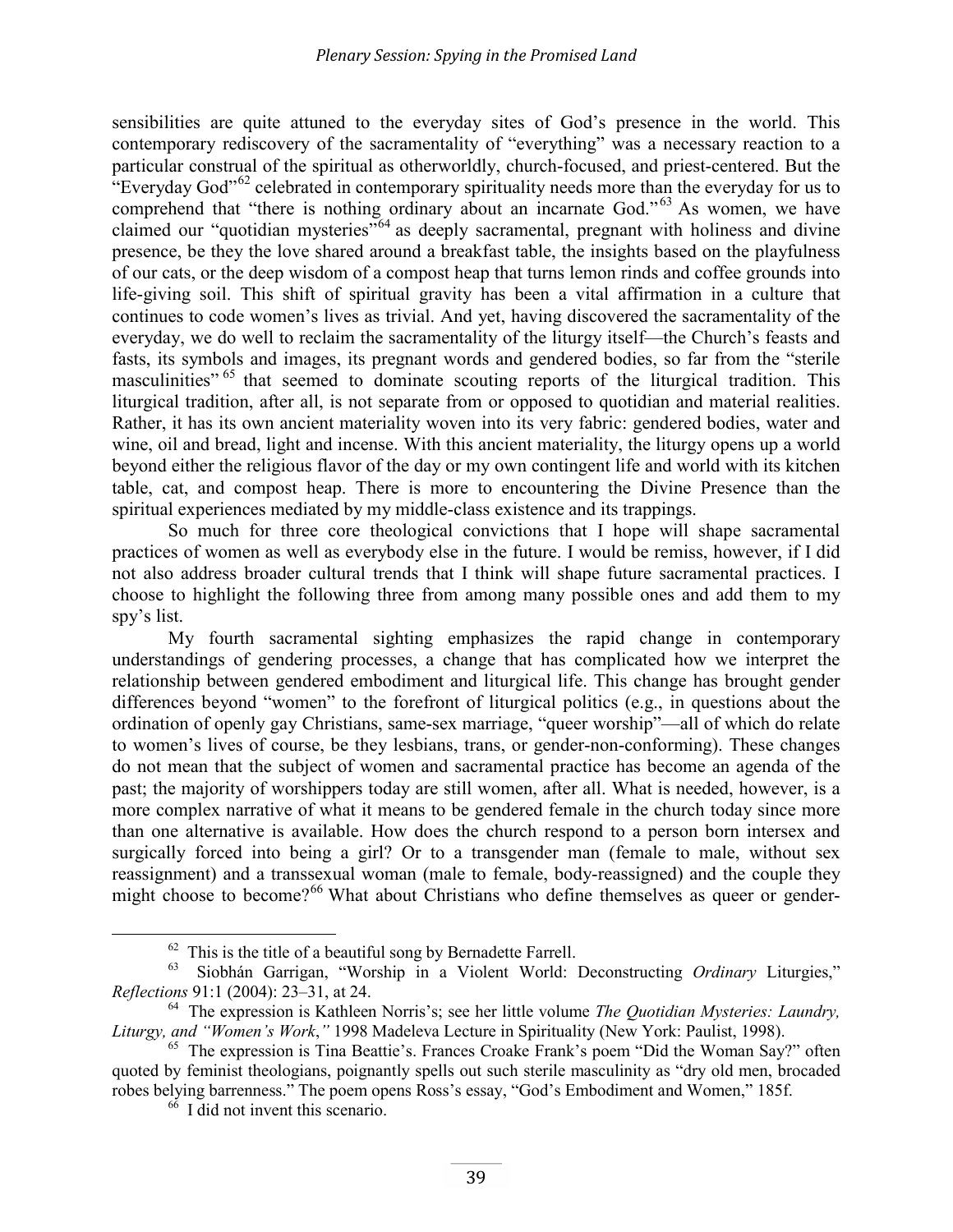sensibilities are quite attuned to the everyday sites of God's presence in the world. This contemporary rediscovery of the sacramentality of "everything" was a necessary reaction to a particular construal of the spiritual as otherworldly, church-focused, and priest-centered. But the "Everyday God"[62] celebrated in contemporary spirituality needs more than the everyday for us to comprehend that "there is nothing ordinary about an incarnate God."[63] As women, we have claimed our "quotidian mysteries"[64] as deeply sacramental, pregnant with holiness and divine presence, be they the love shared around a breakfast table, the insights based on the playfulness of our cats, or the deep wisdom of a compost heap that turns lemon rinds and coffee grounds into life-giving soil. This shift of spiritual gravity has been a vital affirmation in a culture that continues to code women's lives as trivial. And yet, having discovered the sacramentality of the everyday, we do well to reclaim the sacramentality of the liturgy itself—the Church's feasts and fasts, its symbols and images, its pregnant words and gendered bodies, so far from the "sterile masculinities"[65] that seemed to dominate scouting reports of the liturgical tradition. This liturgical tradition, after all, is not separate from or opposed to quotidian and material realities. Rather, it has its own ancient materiality woven into its very fabric: gendered bodies, water and wine, oil and bread, light and incense. With this ancient materiality, the liturgy opens up a world beyond either the religious flavor of the day or my own contingent life and world with its kitchen table, cat, and compost heap. There is more to encountering the Divine Presence than the spiritual experiences mediated by my middle-class existence and its trappings.

So much for three core theological convictions that I hope will shape sacramental practices of women as well as everybody else in the future. I would be remiss, however, if I did not also address broader cultural trends that I think will shape future sacramental practices. I choose to highlight the following three from among many possible ones and add them to my spy's list.

My fourth sacramental sighting emphasizes the rapid change in contemporary understandings of gendering processes, a change that has complicated how we interpret the relationship between gendered embodiment and liturgical life. This change has brought gender differences beyond "women" to the forefront of liturgical politics (e.g., in questions about the ordination of openly gay Christians, same-sex marriage, "queer worship"—all of which do relate to women's lives of course, be they lesbians, trans, or gender-non-conforming). These changes do not mean that the subject of women and sacramental practice has become an agenda of the past; the majority of worshippers today are still women, after all. What is needed, however, is a more complex narrative of what it means to be gendered female in the church today since more than one alternative is available. How does the church respond to a person born intersex and surgically forced into being a girl? Or to a transgender man (female to male, without sex reassignment) and a transsexual woman (male to female, body-reassigned) and the couple they might choose to become?[66] What about Christians who define themselves as queer or gender-

---

[62] This is the title of a beautiful song by Bernadette Farrell.

[63] Siobhán Garrigan, "Worship in a Violent World: Deconstructing *Ordinary* Liturgies," *Reflections* 91:1 (2004): 23–31, at 24.

[64] The expression is Kathleen Norris's; see her little volume *The Quotidian Mysteries: Laundry, Liturgy, and "Women's Work*,*"* 1998 Madeleva Lecture in Spirituality (New York: Paulist, 1998).

[65] The expression is Tina Beattie's. Frances Croake Frank's poem "Did the Woman Say?" often quoted by feminist theologians, poignantly spells out such sterile masculinity as "dry old men, brocaded robes belying barrenness." The poem opens Ross's essay, "God's Embodiment and Women," 185f.

[66] I did not invent this scenario.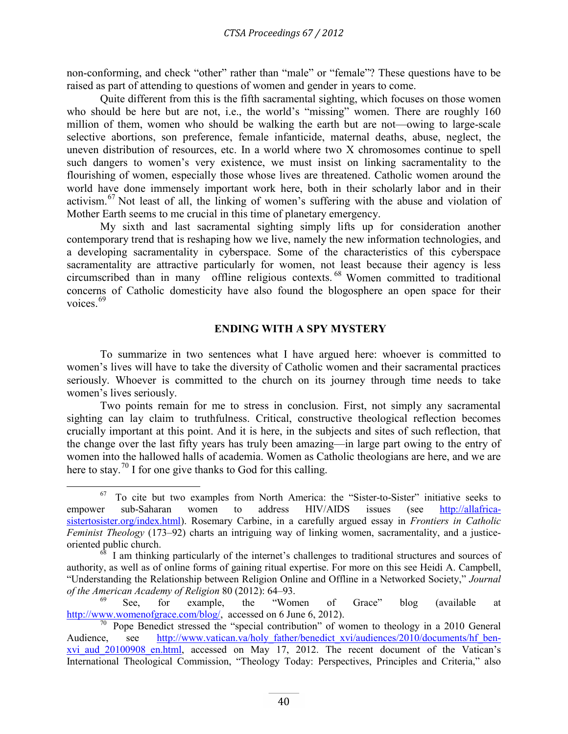non-conforming, and check "other" rather than "male" or "female"? These questions have to be raised as part of attending to questions of women and gender in years to come.

Quite different from this is the fifth sacramental sighting, which focuses on those women who should be here but are not, i.e., the world's "missing" women. There are roughly 160 million of them, women who should be walking the earth but are not—owing to large-scale selective abortions, son preference, female infanticide, maternal deaths, abuse, neglect, the uneven distribution of resources, etc. In a world where two X chromosomes continue to spell such dangers to women's very existence, we must insist on linking sacramentality to the flourishing of women, especially those whose lives are threatened. Catholic women around the world have done immensely important work here, both in their scholarly labor and in their activism.[67] Not least of all, the linking of women's suffering with the abuse and violation of Mother Earth seems to me crucial in this time of planetary emergency.

My sixth and last sacramental sighting simply lifts up for consideration another contemporary trend that is reshaping how we live, namely the new information technologies, and a developing sacramentality in cyberspace. Some of the characteristics of this cyberspace sacramentality are attractive particularly for women, not least because their agency is less circumscribed than in many offline religious contexts.[68] Women committed to traditional concerns of Catholic domesticity have also found the blogosphere an open space for their voices.[69]

## ENDING WITH A SPY MYSTERY

To summarize in two sentences what I have argued here: whoever is committed to women's lives will have to take the diversity of Catholic women and their sacramental practices seriously. Whoever is committed to the church on its journey through time needs to take women's lives seriously.

Two points remain for me to stress in conclusion. First, not simply any sacramental sighting can lay claim to truthfulness. Critical, constructive theological reflection becomes crucially important at this point. And it is here, in the subjects and sites of such reflection, that the change over the last fifty years has truly been amazing—in large part owing to the entry of women into the hallowed halls of academia. Women as Catholic theologians are here, and we are here to stay.[70] I for one give thanks to God for this calling.

---

[67] To cite but two examples from North America: the "Sister-to-Sister" initiative seeks to empower sub-Saharan women to address HIV/AIDS issues (see http://allafrica-sistertosister.org/index.html). Rosemary Carbine, in a carefully argued essay in *Frontiers in Catholic Feminist Theology* (173–92) charts an intriguing way of linking women, sacramentality, and a justice-oriented public church.

[68] I am thinking particularly of the internet's challenges to traditional structures and sources of authority, as well as of online forms of gaining ritual expertise. For more on this see Heidi A. Campbell, "Understanding the Relationship between Religion Online and Offline in a Networked Society," *Journal of the American Academy of Religion* 80 (2012): 64–93.

[69] See, for example, the "Women of Grace" blog (available at http://www.womenofgrace.com/blog/, accessed on 6 June 6, 2012).

[70] Pope Benedict stressed the "special contribution" of women to theology in a 2010 General Audience, see http://www.vatican.va/holy_father/benedict_xvi/audiences/2010/documents/hf_ben-xvi_aud_20100908_en.html, accessed on May 17, 2012. The recent document of the Vatican's International Theological Commission, "Theology Today: Perspectives, Principles and Criteria," also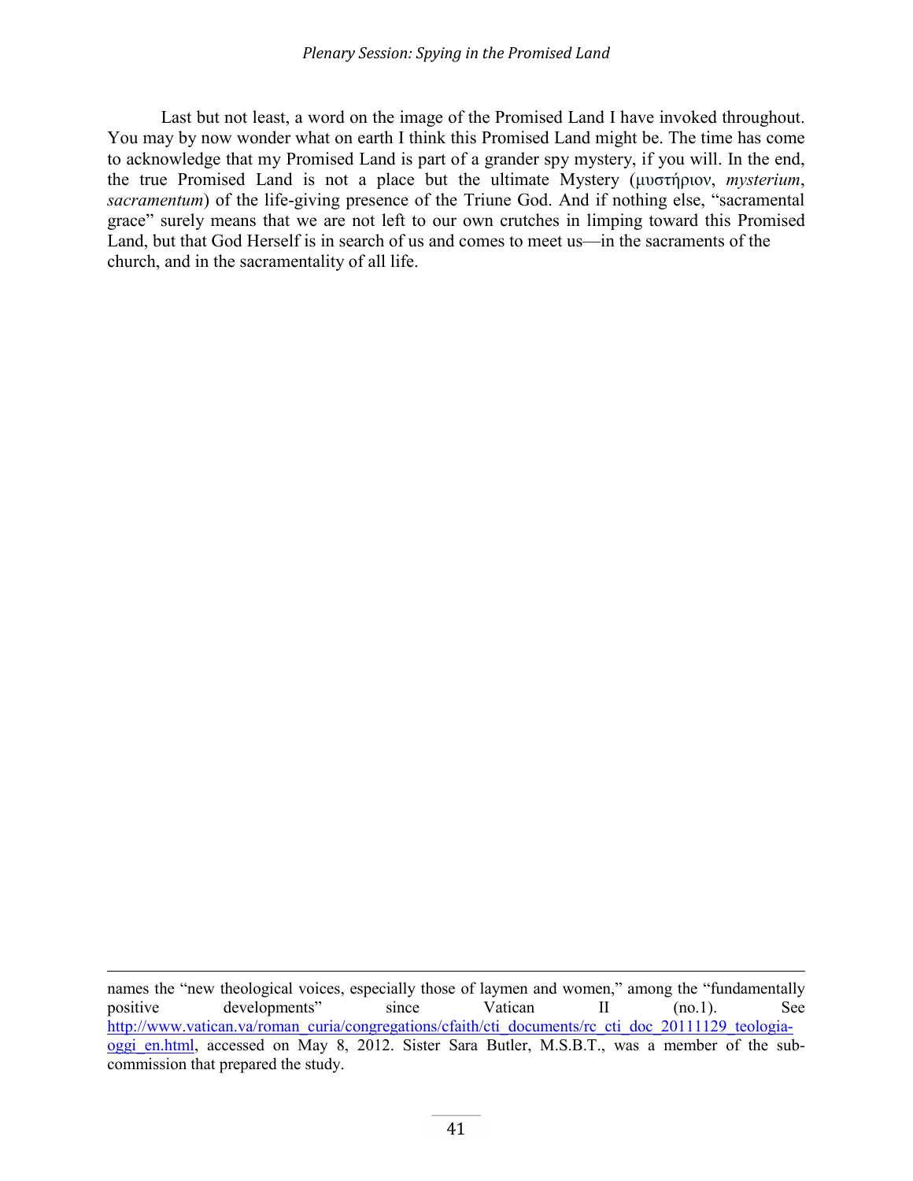Last but not least, a word on the image of the Promised Land I have invoked throughout. You may by now wonder what on earth I think this Promised Land might be. The time has come to acknowledge that my Promised Land is part of a grander spy mystery, if you will. In the end, the true Promised Land is not a place but the ultimate Mystery (μυστήριον, *mysterium*, *sacramentum*) of the life-giving presence of the Triune God. And if nothing else, "sacramental grace" surely means that we are not left to our own crutches in limping toward this Promised Land, but that God Herself is in search of us and comes to meet us—in the sacraments of the church, and in the sacramentality of all life.

---

names the "new theological voices, especially those of laymen and women," among the "fundamentally positive developments" since Vatican II (no.1). See http://www.vatican.va/roman_curia/congregations/cfaith/cti_documents/rc_cti_doc_20111129_teologia-oggi_en.html, accessed on May 8, 2012. Sister Sara Butler, M.S.B.T., was a member of the sub-commission that prepared the study.